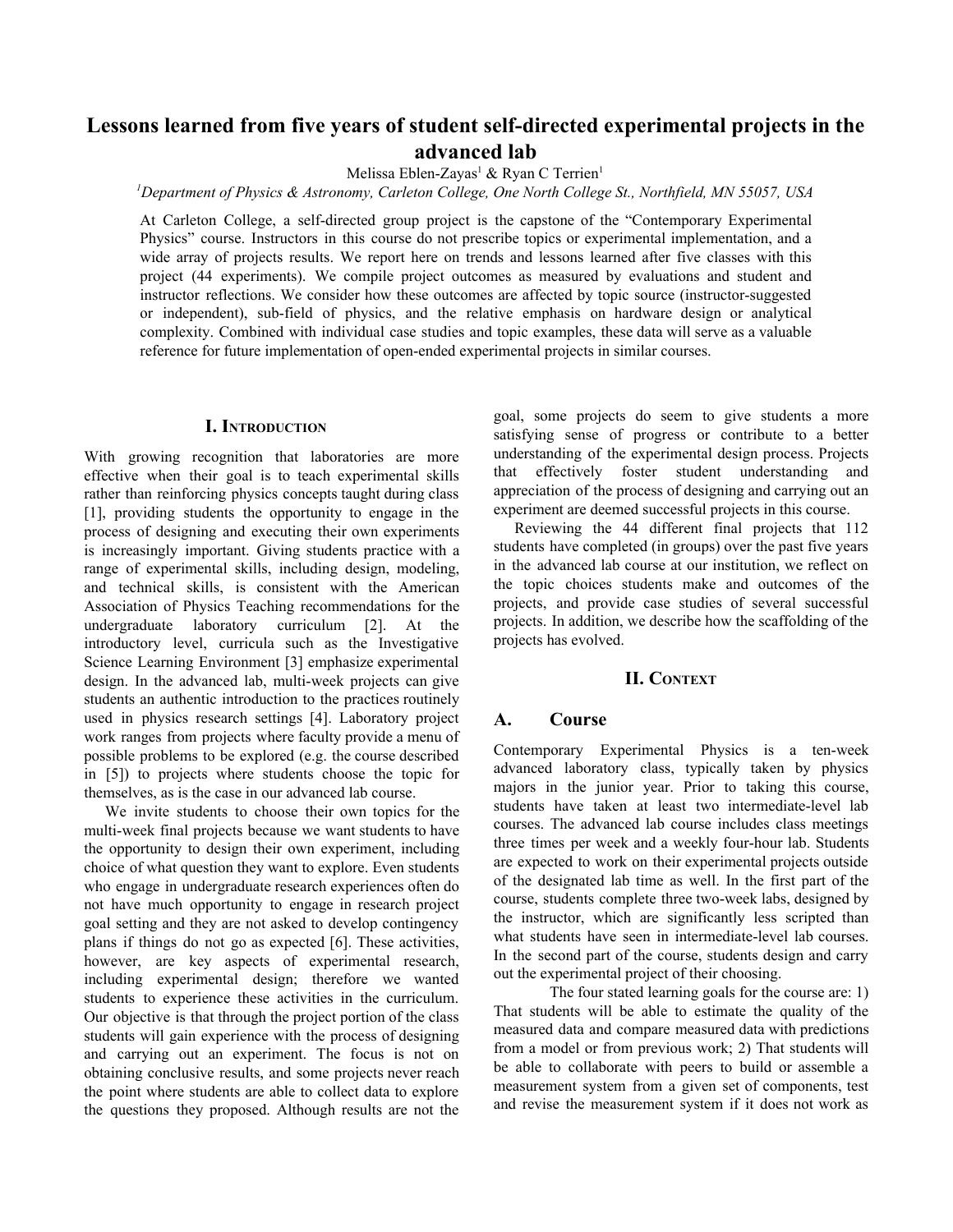# Lessons learned from five years of student self-directed experimental projects in the advanced lab

Melissa Eblen-Zayas[1] & Ryan C Terrien[1]

[1]*Department of Physics & Astronomy, Carleton College, One North College St., Northfield, MN 55057, USA*

At Carleton College, a self-directed group project is the capstone of the "Contemporary Experimental Physics" course. Instructors in this course do not prescribe topics or experimental implementation, and a wide array of projects results. We report here on trends and lessons learned after five classes with this project (44 experiments). We compile project outcomes as measured by evaluations and student and instructor reflections. We consider how these outcomes are affected by topic source (instructor-suggested or independent), sub-field of physics, and the relative emphasis on hardware design or analytical complexity. Combined with individual case studies and topic examples, these data will serve as a valuable reference for future implementation of open-ended experimental projects in similar courses.

## I. Introduction

With growing recognition that laboratories are more effective when their goal is to teach experimental skills rather than reinforcing physics concepts taught during class [1], providing students the opportunity to engage in the process of designing and executing their own experiments is increasingly important. Giving students practice with a range of experimental skills, including design, modeling, and technical skills, is consistent with the American Association of Physics Teaching recommendations for the undergraduate laboratory curriculum [2]. At the introductory level, curricula such as the Investigative Science Learning Environment [3] emphasize experimental design. In the advanced lab, multi-week projects can give students an authentic introduction to the practices routinely used in physics research settings [4]. Laboratory project work ranges from projects where faculty provide a menu of possible problems to be explored (e.g. the course described in [5]) to projects where students choose the topic for themselves, as is the case in our advanced lab course.

We invite students to choose their own topics for the multi-week final projects because we want students to have the opportunity to design their own experiment, including choice of what question they want to explore. Even students who engage in undergraduate research experiences often do not have much opportunity to engage in research project goal setting and they are not asked to develop contingency plans if things do not go as expected [6]. These activities, however, are key aspects of experimental research, including experimental design; therefore we wanted students to experience these activities in the curriculum. Our objective is that through the project portion of the class students will gain experience with the process of designing and carrying out an experiment. The focus is not on obtaining conclusive results, and some projects never reach the point where students are able to collect data to explore the questions they proposed. Although results are not the goal, some projects do seem to give students a more satisfying sense of progress or contribute to a better understanding of the experimental design process. Projects that effectively foster student understanding and appreciation of the process of designing and carrying out an experiment are deemed successful projects in this course.

Reviewing the 44 different final projects that 112 students have completed (in groups) over the past five years in the advanced lab course at our institution, we reflect on the topic choices students make and outcomes of the projects, and provide case studies of several successful projects. In addition, we describe how the scaffolding of the projects has evolved.

## II. Context

### A. Course

Contemporary Experimental Physics is a ten-week advanced laboratory class, typically taken by physics majors in the junior year. Prior to taking this course, students have taken at least two intermediate-level lab courses. The advanced lab course includes class meetings three times per week and a weekly four-hour lab. Students are expected to work on their experimental projects outside of the designated lab time as well. In the first part of the course, students complete three two-week labs, designed by the instructor, which are significantly less scripted than what students have seen in intermediate-level lab courses. In the second part of the course, students design and carry out the experimental project of their choosing.

The four stated learning goals for the course are: 1) That students will be able to estimate the quality of the measured data and compare measured data with predictions from a model or from previous work; 2) That students will be able to collaborate with peers to build or assemble a measurement system from a given set of components, test and revise the measurement system if it does not work as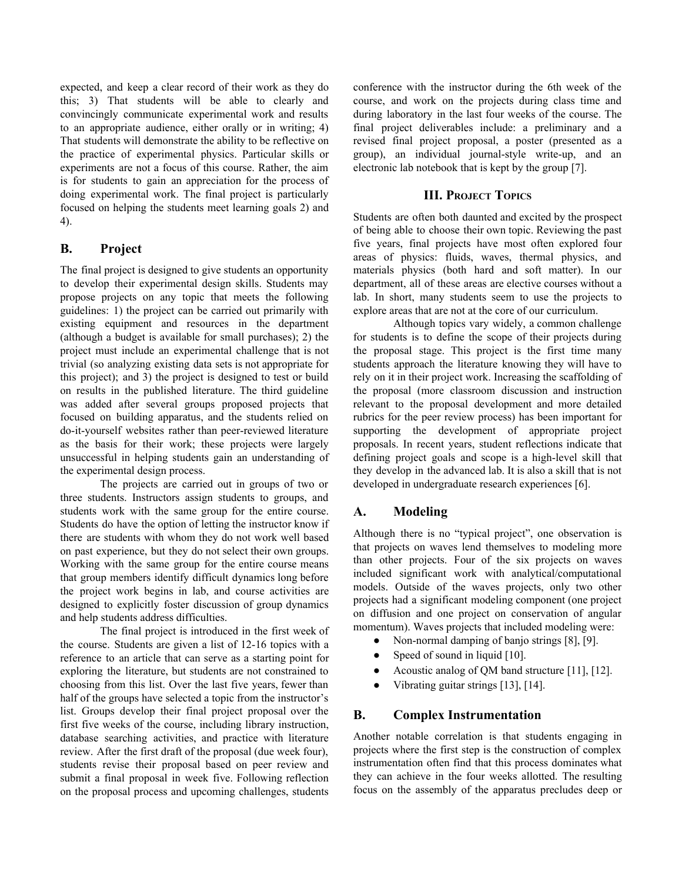expected, and keep a clear record of their work as they do this; 3) That students will be able to clearly and convincingly communicate experimental work and results to an appropriate audience, either orally or in writing; 4) That students will demonstrate the ability to be reflective on the practice of experimental physics. Particular skills or experiments are not a focus of this course. Rather, the aim is for students to gain an appreciation for the process of doing experimental work. The final project is particularly focused on helping the students meet learning goals 2) and 4).

## B. Project

The final project is designed to give students an opportunity to develop their experimental design skills. Students may propose projects on any topic that meets the following guidelines: 1) the project can be carried out primarily with existing equipment and resources in the department (although a budget is available for small purchases); 2) the project must include an experimental challenge that is not trivial (so analyzing existing data sets is not appropriate for this project); and 3) the project is designed to test or build on results in the published literature. The third guideline was added after several groups proposed projects that focused on building apparatus, and the students relied on do-it-yourself websites rather than peer-reviewed literature as the basis for their work; these projects were largely unsuccessful in helping students gain an understanding of the experimental design process.

The projects are carried out in groups of two or three students. Instructors assign students to groups, and students work with the same group for the entire course. Students do have the option of letting the instructor know if there are students with whom they do not work well based on past experience, but they do not select their own groups. Working with the same group for the entire course means that group members identify difficult dynamics long before the project work begins in lab, and course activities are designed to explicitly foster discussion of group dynamics and help students address difficulties.

The final project is introduced in the first week of the course. Students are given a list of 12-16 topics with a reference to an article that can serve as a starting point for exploring the literature, but students are not constrained to choosing from this list. Over the last five years, fewer than half of the groups have selected a topic from the instructor's list. Groups develop their final project proposal over the first five weeks of the course, including library instruction, database searching activities, and practice with literature review. After the first draft of the proposal (due week four), students revise their proposal based on peer review and submit a final proposal in week five. Following reflection on the proposal process and upcoming challenges, students conference with the instructor during the 6th week of the course, and work on the projects during class time and during laboratory in the last four weeks of the course. The final project deliverables include: a preliminary and a revised final project proposal, a poster (presented as a group), an individual journal-style write-up, and an electronic lab notebook that is kept by the group [7].

# III. Project Topics

Students are often both daunted and excited by the prospect of being able to choose their own topic. Reviewing the past five years, final projects have most often explored four areas of physics: fluids, waves, thermal physics, and materials physics (both hard and soft matter). In our department, all of these areas are elective courses without a lab. In short, many students seem to use the projects to explore areas that are not at the core of our curriculum.

Although topics vary widely, a common challenge for students is to define the scope of their projects during the proposal stage. This project is the first time many students approach the literature knowing they will have to rely on it in their project work. Increasing the scaffolding of the proposal (more classroom discussion and instruction relevant to the proposal development and more detailed rubrics for the peer review process) has been important for supporting the development of appropriate project proposals. In recent years, student reflections indicate that defining project goals and scope is a high-level skill that they develop in the advanced lab. It is also a skill that is not developed in undergraduate research experiences [6].

## A. Modeling

Although there is no "typical project", one observation is that projects on waves lend themselves to modeling more than other projects. Four of the six projects on waves included significant work with analytical/computational models. Outside of the waves projects, only two other projects had a significant modeling component (one project on diffusion and one project on conservation of angular momentum). Waves projects that included modeling were:

- Non-normal damping of banjo strings [8], [9].
- Speed of sound in liquid [10].
- Acoustic analog of QM band structure [11], [12].
- Vibrating guitar strings [13], [14].

## B. Complex Instrumentation

Another notable correlation is that students engaging in projects where the first step is the construction of complex instrumentation often find that this process dominates what they can achieve in the four weeks allotted. The resulting focus on the assembly of the apparatus precludes deep or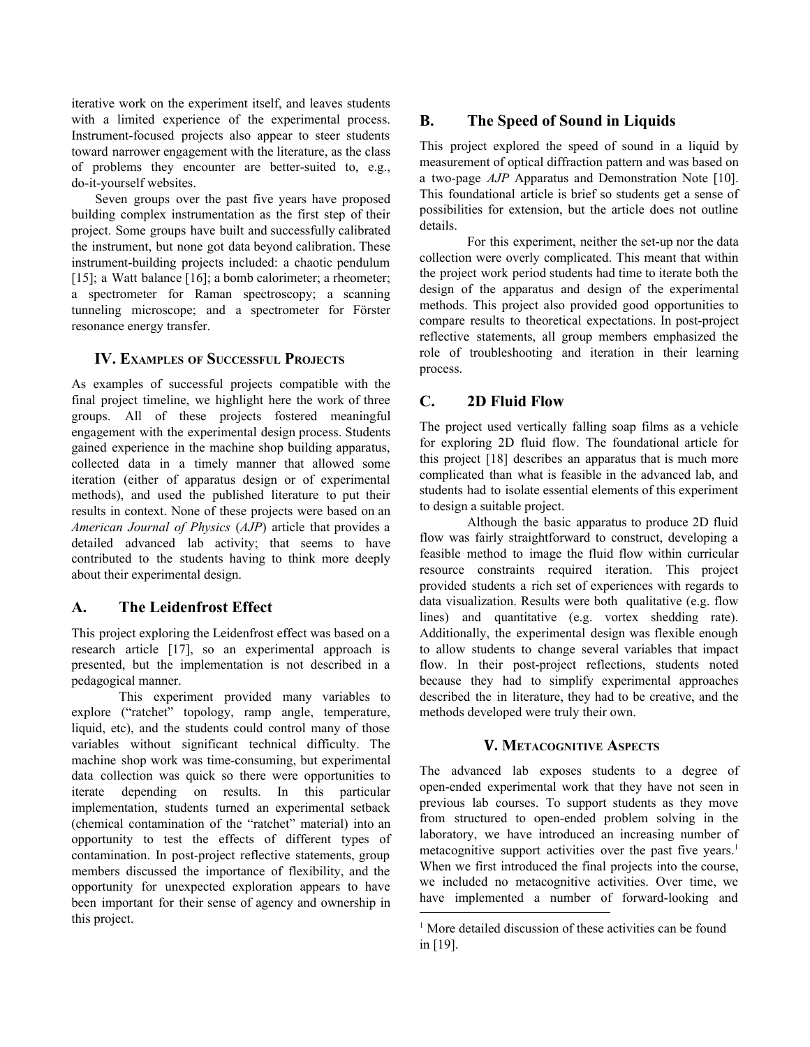iterative work on the experiment itself, and leaves students with a limited experience of the experimental process. Instrument-focused projects also appear to steer students toward narrower engagement with the literature, as the class of problems they encounter are better-suited to, e.g., do-it-yourself websites.

Seven groups over the past five years have proposed building complex instrumentation as the first step of their project. Some groups have built and successfully calibrated the instrument, but none got data beyond calibration. These instrument-building projects included: a chaotic pendulum [15]; a Watt balance [16]; a bomb calorimeter; a rheometer; a spectrometer for Raman spectroscopy; a scanning tunneling microscope; and a spectrometer for Förster resonance energy transfer.

## IV. Examples of Successful Projects

As examples of successful projects compatible with the final project timeline, we highlight here the work of three groups. All of these projects fostered meaningful engagement with the experimental design process. Students gained experience in the machine shop building apparatus, collected data in a timely manner that allowed some iteration (either of apparatus design or of experimental methods), and used the published literature to put their results in context. None of these projects were based on an *American Journal of Physics* (*AJP*) article that provides a detailed advanced lab activity; that seems to have contributed to the students having to think more deeply about their experimental design.

### A. The Leidenfrost Effect

This project exploring the Leidenfrost effect was based on a research article [17], so an experimental approach is presented, but the implementation is not described in a pedagogical manner.

This experiment provided many variables to explore ("ratchet" topology, ramp angle, temperature, liquid, etc), and the students could control many of those variables without significant technical difficulty. The machine shop work was time-consuming, but experimental data collection was quick so there were opportunities to iterate depending on results. In this particular implementation, students turned an experimental setback (chemical contamination of the "ratchet" material) into an opportunity to test the effects of different types of contamination. In post-project reflective statements, group members discussed the importance of flexibility, and the opportunity for unexpected exploration appears to have been important for their sense of agency and ownership in this project.

### B. The Speed of Sound in Liquids

This project explored the speed of sound in a liquid by measurement of optical diffraction pattern and was based on a two-page *AJP* Apparatus and Demonstration Note [10]. This foundational article is brief so students get a sense of possibilities for extension, but the article does not outline details.

For this experiment, neither the set-up nor the data collection were overly complicated. This meant that within the project work period students had time to iterate both the design of the apparatus and design of the experimental methods. This project also provided good opportunities to compare results to theoretical expectations. In post-project reflective statements, all group members emphasized the role of troubleshooting and iteration in their learning process.

### C. 2D Fluid Flow

The project used vertically falling soap films as a vehicle for exploring 2D fluid flow. The foundational article for this project [18] describes an apparatus that is much more complicated than what is feasible in the advanced lab, and students had to isolate essential elements of this experiment to design a suitable project.

Although the basic apparatus to produce 2D fluid flow was fairly straightforward to construct, developing a feasible method to image the fluid flow within curricular resource constraints required iteration. This project provided students a rich set of experiences with regards to data visualization. Results were both qualitative (e.g. flow lines) and quantitative (e.g. vortex shedding rate). Additionally, the experimental design was flexible enough to allow students to change several variables that impact flow. In their post-project reflections, students noted because they had to simplify experimental approaches described the in literature, they had to be creative, and the methods developed were truly their own.

## V. Metacognitive Aspects

The advanced lab exposes students to a degree of open-ended experimental work that they have not seen in previous lab courses. To support students as they move from structured to open-ended problem solving in the laboratory, we have introduced an increasing number of metacognitive support activities over the past five years.[1] When we first introduced the final projects into the course, we included no metacognitive activities. Over time, we have implemented a number of forward-looking and

[1] More detailed discussion of these activities can be found in [19].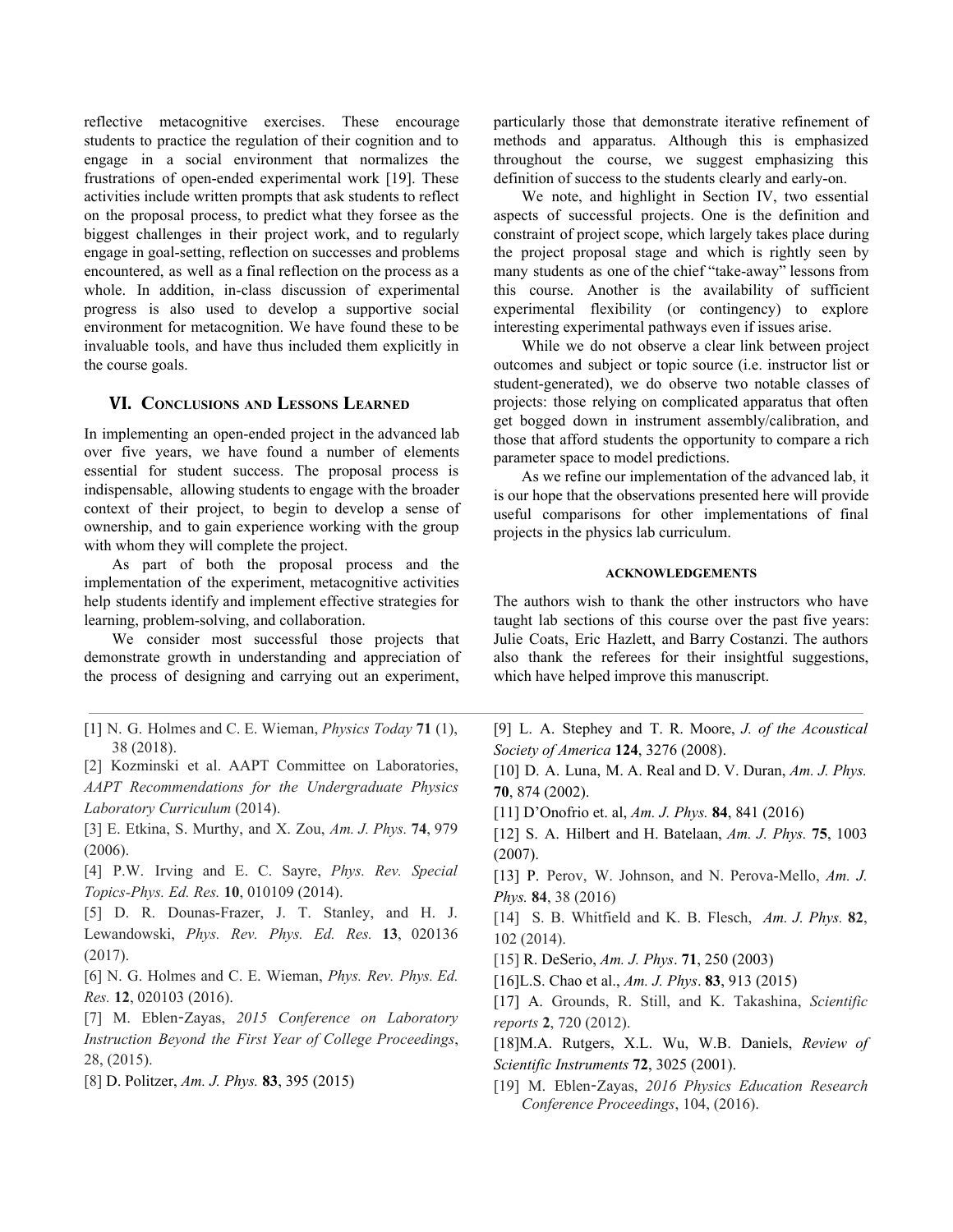reflective metacognitive exercises. These encourage students to practice the regulation of their cognition and to engage in a social environment that normalizes the frustrations of open-ended experimental work [19]. These activities include written prompts that ask students to reflect on the proposal process, to predict what they forsee as the biggest challenges in their project work, and to regularly engage in goal-setting, reflection on successes and problems encountered, as well as a final reflection on the process as a whole. In addition, in-class discussion of experimental progress is also used to develop a supportive social environment for metacognition. We have found these to be invaluable tools, and have thus included them explicitly in the course goals.

## VI. Conclusions and Lessons Learned

In implementing an open-ended project in the advanced lab over five years, we have found a number of elements essential for student success. The proposal process is indispensable, allowing students to engage with the broader context of their project, to begin to develop a sense of ownership, and to gain experience working with the group with whom they will complete the project.

As part of both the proposal process and the implementation of the experiment, metacognitive activities help students identify and implement effective strategies for learning, problem-solving, and collaboration.

We consider most successful those projects that demonstrate growth in understanding and appreciation of the process of designing and carrying out an experiment, particularly those that demonstrate iterative refinement of methods and apparatus. Although this is emphasized throughout the course, we suggest emphasizing this definition of success to the students clearly and early-on.

We note, and highlight in Section IV, two essential aspects of successful projects. One is the definition and constraint of project scope, which largely takes place during the project proposal stage and which is rightly seen by many students as one of the chief "take-away" lessons from this course. Another is the availability of sufficient experimental flexibility (or contingency) to explore interesting experimental pathways even if issues arise.

While we do not observe a clear link between project outcomes and subject or topic source (i.e. instructor list or student-generated), we do observe two notable classes of projects: those relying on complicated apparatus that often get bogged down in instrument assembly/calibration, and those that afford students the opportunity to compare a rich parameter space to model predictions.

As we refine our implementation of the advanced lab, it is our hope that the observations presented here will provide useful comparisons for other implementations of final projects in the physics lab curriculum.

#### ACKNOWLEDGEMENTS

The authors wish to thank the other instructors who have taught lab sections of this course over the past five years: Julie Coats, Eric Hazlett, and Barry Costanzi. The authors also thank the referees for their insightful suggestions, which have helped improve this manuscript.

---

[1] N. G. Holmes and C. E. Wieman, *Physics Today* **71** (1), 38 (2018).

[2] Kozminski et al. AAPT Committee on Laboratories, *AAPT Recommendations for the Undergraduate Physics Laboratory Curriculum* (2014).

[3] E. Etkina, S. Murthy, and X. Zou, *Am. J. Phys.* **74**, 979 (2006).

[4] P.W. Irving and E. C. Sayre, *Phys. Rev. Special Topics-Phys. Ed. Res.* **10**, 010109 (2014).

[5] D. R. Dounas-Frazer, J. T. Stanley, and H. J. Lewandowski, *Phys. Rev. Phys. Ed. Res.* **13**, 020136 (2017).

[6] N. G. Holmes and C. E. Wieman, *Phys. Rev. Phys. Ed. Res.* **12**, 020103 (2016).

[7] M. Eblen-Zayas, *2015 Conference on Laboratory Instruction Beyond the First Year of College Proceedings*, 28, (2015).

[8] D. Politzer, *Am. J. Phys.* **83**, 395 (2015)

[9] L. A. Stephey and T. R. Moore, *J. of the Acoustical Society of America* **124**, 3276 (2008).

[10] D. A. Luna, M. A. Real and D. V. Duran, *Am. J. Phys.* **70**, 874 (2002).

[11] D'Onofrio et. al, *Am. J. Phys.* **84**, 841 (2016)

[12] S. A. Hilbert and H. Batelaan, *Am. J. Phys.* **75**, 1003 (2007).

[13] P. Perov, W. Johnson, and N. Perova-Mello, *Am. J. Phys.* **84**, 38 (2016)

[14] S. B. Whitfield and K. B. Flesch, *Am. J. Phys.* **82**, 102 (2014).

[15] R. DeSerio, *Am. J. Phys*. **71**, 250 (2003)

[16] L.S. Chao et al., *Am. J. Phys*. **83**, 913 (2015)

[17] A. Grounds, R. Still, and K. Takashina, *Scientific reports* **2**, 720 (2012).

[18] M.A. Rutgers, X.L. Wu, W.B. Daniels, *Review of Scientific Instruments* **72**, 3025 (2001).

[19] M. Eblen-Zayas, *2016 Physics Education Research Conference Proceedings*, 104, (2016).